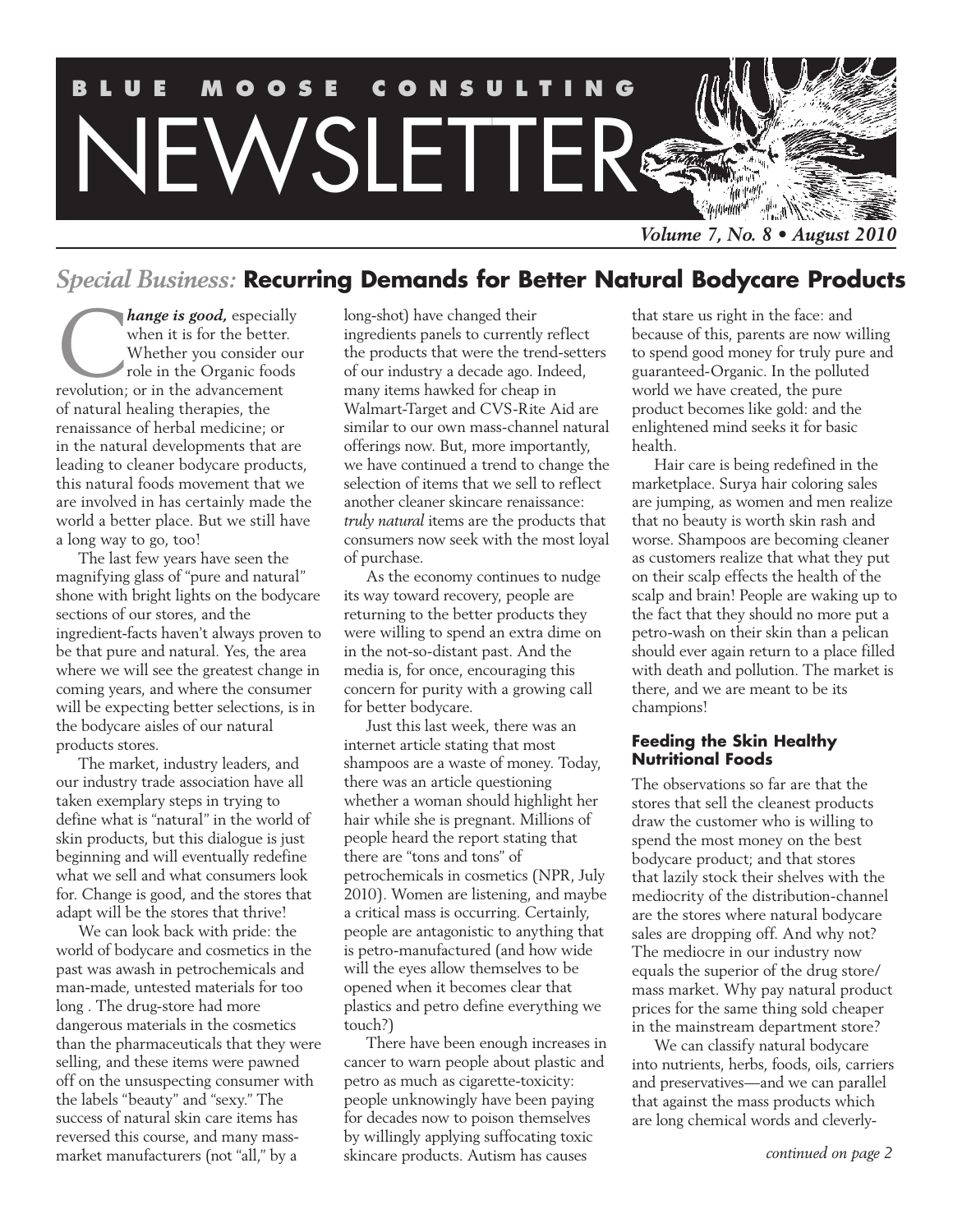# BLUE MOOSE CONSULTING NEWSLETTER

*Volume 7, No. 8 • August 2010*

## *Special Business:* Recurring Demands for Better Natural Bodycare Products

***Change is good,*** especially when it is for the better. Whether you consider our role in the Organic foods revolution; or in the advancement of natural healing therapies, the renaissance of herbal medicine; or in the natural developments that are leading to cleaner bodycare products, this natural foods movement that we are involved in has certainly made the world a better place. But we still have a long way to go, too!

The last few years have seen the magnifying glass of "pure and natural" shone with bright lights on the bodycare sections of our stores, and the ingredient-facts haven't always proven to be that pure and natural. Yes, the area where we will see the greatest change in coming years, and where the consumer will be expecting better selections, is in the bodycare aisles of our natural products stores.

The market, industry leaders, and our industry trade association have all taken exemplary steps in trying to define what is "natural" in the world of skin products, but this dialogue is just beginning and will eventually redefine what we sell and what consumers look for. Change is good, and the stores that adapt will be the stores that thrive!

We can look back with pride: the world of bodycare and cosmetics in the past was awash in petrochemicals and man-made, untested materials for too long . The drug-store had more dangerous materials in the cosmetics than the pharmaceuticals that they were selling, and these items were pawned off on the unsuspecting consumer with the labels "beauty" and "sexy." The success of natural skin care items has reversed this course, and many mass-market manufacturers (not "all," by a long-shot) have changed their ingredients panels to currently reflect the products that were the trend-setters of our industry a decade ago. Indeed, many items hawked for cheap in Walmart-Target and CVS-Rite Aid are similar to our own mass-channel natural offerings now. But, more importantly, we have continued a trend to change the selection of items that we sell to reflect another cleaner skincare renaissance: *truly natural* items are the products that consumers now seek with the most loyal of purchase.

As the economy continues to nudge its way toward recovery, people are returning to the better products they were willing to spend an extra dime on in the not-so-distant past. And the media is, for once, encouraging this concern for purity with a growing call for better bodycare.

Just this last week, there was an internet article stating that most shampoos are a waste of money. Today, there was an article questioning whether a woman should highlight her hair while she is pregnant. Millions of people heard the report stating that there are "tons and tons" of petrochemicals in cosmetics (NPR, July 2010). Women are listening, and maybe a critical mass is occurring. Certainly, people are antagonistic to anything that is petro-manufactured (and how wide will the eyes allow themselves to be opened when it becomes clear that plastics and petro define everything we touch?)

There have been enough increases in cancer to warn people about plastic and petro as much as cigarette-toxicity: people unknowingly have been paying for decades now to poison themselves by willingly applying suffocating toxic skincare products. Autism has causes that stare us right in the face: and because of this, parents are now willing to spend good money for truly pure and guaranteed-Organic. In the polluted world we have created, the pure product becomes like gold: and the enlightened mind seeks it for basic health.

Hair care is being redefined in the marketplace. Surya hair coloring sales are jumping, as women and men realize that no beauty is worth skin rash and worse. Shampoos are becoming cleaner as customers realize that what they put on their scalp effects the health of the scalp and brain! People are waking up to the fact that they should no more put a petro-wash on their skin than a pelican should ever again return to a place filled with death and pollution. The market is there, and we are meant to be its champions!

### Feeding the Skin Healthy Nutritional Foods

The observations so far are that the stores that sell the cleanest products draw the customer who is willing to spend the most money on the best bodycare product; and that stores that lazily stock their shelves with the mediocrity of the distribution-channel are the stores where natural bodycare sales are dropping off. And why not? The mediocre in our industry now equals the superior of the drug store/ mass market. Why pay natural product prices for the same thing sold cheaper in the mainstream department store?

We can classify natural bodycare into nutrients, herbs, foods, oils, carriers and preservatives—and we can parallel that against the mass products which are long chemical words and cleverly-

*continued on page 2*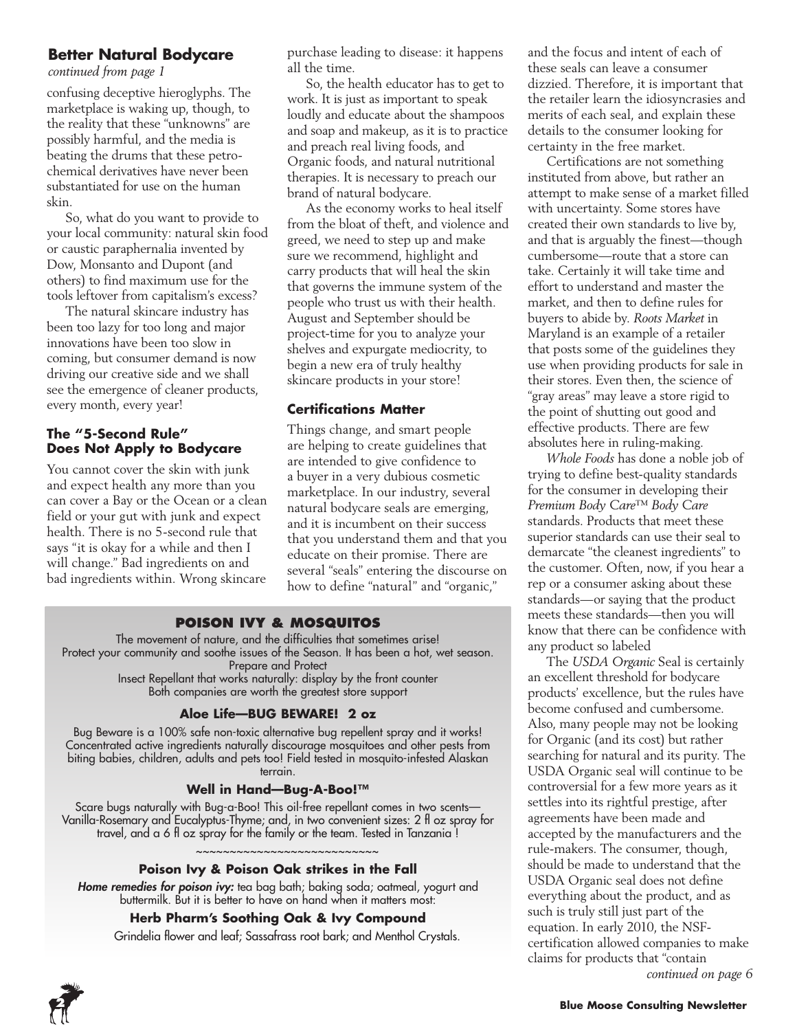## Better Natural Bodycare

*continued from page 1*

confusing deceptive hieroglyphs. The marketplace is waking up, though, to the reality that these "unknowns" are possibly harmful, and the media is beating the drums that these petro-chemical derivatives have never been substantiated for use on the human skin.

So, what do you want to provide to your local community: natural skin food or caustic paraphernalia invented by Dow, Monsanto and Dupont (and others) to find maximum use for the tools leftover from capitalism's excess?

The natural skincare industry has been too lazy for too long and major innovations have been too slow in coming, but consumer demand is now driving our creative side and we shall see the emergence of cleaner products, every month, every year!

### The "5-Second Rule" Does Not Apply to Bodycare

You cannot cover the skin with junk and expect health any more than you can cover a Bay or the Ocean or a clean field or your gut with junk and expect health. There is no 5-second rule that says "it is okay for a while and then I will change." Bad ingredients on and bad ingredients within. Wrong skincare purchase leading to disease: it happens all the time.

So, the health educator has to get to work. It is just as important to speak loudly and educate about the shampoos and soap and makeup, as it is to practice and preach real living foods, and Organic foods, and natural nutritional therapies. It is necessary to preach our brand of natural bodycare.

As the economy works to heal itself from the bloat of theft, and violence and greed, we need to step up and make sure we recommend, highlight and carry products that will heal the skin that governs the immune system of the people who trust us with their health. August and September should be project-time for you to analyze your shelves and expurgate mediocrity, to begin a new era of truly healthy skincare products in your store!

### Certifications Matter

Things change, and smart people are helping to create guidelines that are intended to give confidence to a buyer in a very dubious cosmetic marketplace. In our industry, several natural bodycare seals are emerging, and it is incumbent on their success that you understand them and that you educate on their promise. There are several "seals" entering the discourse on how to define "natural" and "organic," and the focus and intent of each of these seals can leave a consumer dizzied. Therefore, it is important that the retailer learn the idiosyncrasies and merits of each seal, and explain these details to the consumer looking for certainty in the free market.

Certifications are not something instituted from above, but rather an attempt to make sense of a market filled with uncertainty. Some stores have created their own standards to live by, and that is arguably the finest—though cumbersome—route that a store can take. Certainly it will take time and effort to understand and master the market, and then to define rules for buyers to abide by. *Roots Market* in Maryland is an example of a retailer that posts some of the guidelines they use when providing products for sale in their stores. Even then, the science of "gray areas" may leave a store rigid to the point of shutting out good and effective products. There are few absolutes here in ruling-making.

*Whole Foods* has done a noble job of trying to define best-quality standards for the consumer in developing their *Premium Body Care™ Body Care* standards. Products that meet these superior standards can use their seal to demarcate "the cleanest ingredients" to the customer. Often, now, if you hear a rep or a consumer asking about these standards—or saying that the product meets these standards—then you will know that there can be confidence with any product so labeled

The *USDA Organic* Seal is certainly an excellent threshold for bodycare products' excellence, but the rules have become confused and cumbersome. Also, many people may not be looking for Organic (and its cost) but rather searching for natural and its purity. The USDA Organic seal will continue to be controversial for a few more years as it settles into its rightful prestige, after agreements have been made and accepted by the manufacturers and the rule-makers. The consumer, though, should be made to understand that the USDA Organic seal does not define everything about the product, and as such is truly still just part of the equation. In early 2010, the NSF-certification allowed companies to make claims for products that "contain

*continued on page 6*

---

### POISON IVY & MOSQUITOS

The movement of nature, and the difficulties that sometimes arise!
Protect your community and soothe issues of the Season. It has been a hot, wet season.
Prepare and Protect
Insect Repellant that works naturally: display by the front counter
Both companies are worth the greatest store support

**Aloe Life—BUG BEWARE! 2 oz**

Bug Beware is a 100% safe non-toxic alternative bug repellent spray and it works! Concentrated active ingredients naturally discourage mosquitoes and other pests from biting babies, children, adults and pets too! Field tested in mosquito-infested Alaskan terrain.

**Well in Hand—Bug-A-Boo!™**

Scare bugs naturally with Bug-a-Boo! This oil-free repellant comes in two scents—Vanilla-Rosemary and Eucalyptus-Thyme; and, in two convenient sizes: 2 fl oz spray for travel, and a 6 fl oz spray for the family or the team. Tested in Tanzania !

~~~~~~~~~~~~~~~~~~~~~~~~~~

**Poison Ivy & Poison Oak strikes in the Fall**

***Home remedies for poison ivy:*** tea bag bath; baking soda; oatmeal, yogurt and buttermilk. But it is better to have on hand when it matters most:

**Herb Pharm's Soothing Oak & Ivy Compound**

Grindelia flower and leaf; Sassafrass root bark; and Menthol Crystals.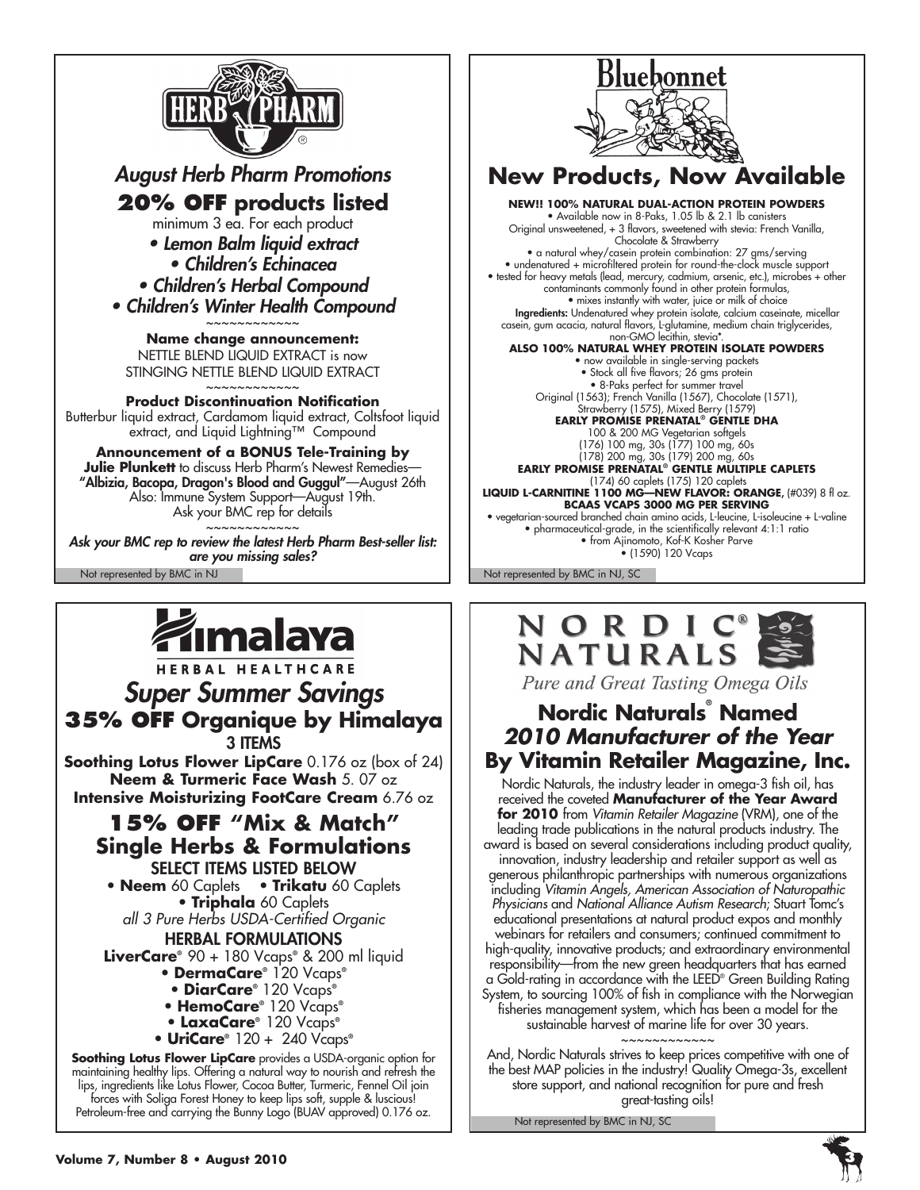## August Herb Pharm Promotions

### **20% OFF** products listed

minimum 3 ea. For each product

- *Lemon Balm liquid extract*
- *Children's Echinacea*
- *Children's Herbal Compound*
- *Children's Winter Health Compound*

~~~~~~~~~~~~

**Name change announcement:**
NETTLE BLEND LIQUID EXTRACT is now STINGING NETTLE BLEND LIQUID EXTRACT

~~~~~~~~~~~~

**Product Discontinuation Notification**
Butterbur liquid extract, Cardamom liquid extract, Coltsfoot liquid extract, and Liquid Lightning™ Compound

**Announcement of a BONUS Tele-Training by Julie Plunkett** to discuss Herb Pharm's Newest Remedies—**"Albizia, Bacopa, Dragon's Blood and Guggul"**—August 26th
Also: Immune System Support—August 19th.
Ask your BMC rep for details

~~~~~~~~~~~~

*Ask your BMC rep to review the latest Herb Pharm Best-seller list: are you missing sales?*

Not represented by BMC in NJ

## New Products, Now Available

**NEW!! 100% NATURAL DUAL-ACTION PROTEIN POWDERS**

- Available now in 8-Paks, 1.05 lb & 2.1 lb canisters

Original unsweetened, + 3 flavors, sweetened with stevia: French Vanilla, Chocolate & Strawberry

- a natural whey/casein protein combination: 27 gms/serving
- undenatured + microfiltered protein for round-the-clock muscle support
- tested for heavy metals (lead, mercury, cadmium, arsenic, etc.), microbes + other contaminants commonly found in other protein formulas,
- mixes instantly with water, juice or milk of choice

**Ingredients:** Undenatured whey protein isolate, calcium caseinate, micellar casein, gum acacia, natural flavors, L-glutamine, medium chain triglycerides, non-GMO lecithin, stevia*.

**ALSO 100% NATURAL WHEY PROTEIN ISOLATE POWDERS**

- now available in single-serving packets
- Stock all five flavors; 26 gms protein
- 8-Paks perfect for summer travel

Original (1563); French Vanilla (1567), Chocolate (1571), Strawberry (1575), Mixed Berry (1579)

**EARLY PROMISE PRENATAL® GENTLE DHA**
100 & 200 MG Vegetarian softgels
(176) 100 mg, 30s (177) 100 mg, 60s
(178) 200 mg, 30s (179) 200 mg, 60s

**EARLY PROMISE PRENATAL® GENTLE MULTIPLE CAPLETS**
(174) 60 caplets (175) 120 caplets

**LIQUID L-CARNITINE 1100 MG—NEW FLAVOR: ORANGE,** (#039) 8 fl oz.

**BCAAS VCAPS 3000 MG PER SERVING**

- vegetarian-sourced branched chain amino acids, L-leucine, L-isoleucine + L-valine
- pharmaceutical-grade, in the scientifically relevant 4:1:1 ratio
- from Ajinomoto, Kof-K Kosher Parve
- (1590) 120 Vcaps

Not represented by BMC in NJ, SC

## Super Summer Savings

### **35% OFF Organique by Himalaya**

3 ITEMS

**Soothing Lotus Flower LipCare** 0.176 oz (box of 24)
**Neem & Turmeric Face Wash** 5. 07 oz
**Intensive Moisturizing FootCare Cream** 6.76 oz

### **15% OFF "Mix & Match" Single Herbs & Formulations**

SELECT ITEMS LISTED BELOW

- **Neem** 60 Caplets
- **Trikatu** 60 Caplets
- **Triphala** 60 Caplets

*all 3 Pure Herbs USDA-Certified Organic*

HERBAL FORMULATIONS

**LiverCare®** 90 + 180 Vcaps® & 200 ml liquid

- **DermaCare®** 120 Vcaps®
- **DiarCare®** 120 Vcaps®
- **HemoCare®** 120 Vcaps®
- **LaxaCare®** 120 Vcaps®
- **UriCare®** 120 + 240 Vcaps®

**Soothing Lotus Flower LipCare** provides a USDA-organic option for maintaining healthy lips. Offering a natural way to nourish and refresh the lips, ingredients like Lotus Flower, Cocoa Butter, Turmeric, Fennel Oil join forces with Soliga Forest Honey to keep lips soft, supple & luscious! Petroleum-free and carrying the Bunny Logo (BUAV approved) 0.176 oz.

*Pure and Great Tasting Omega Oils*

## Nordic Naturals® Named *2010 Manufacturer of the Year* By Vitamin Retailer Magazine, Inc.

Nordic Naturals, the industry leader in omega-3 fish oil, has received the coveted **Manufacturer of the Year Award for 2010** from *Vitamin Retailer Magazine* (VRM), one of the leading trade publications in the natural products industry. The award is based on several considerations including product quality, innovation, industry leadership and retailer support as well as generous philanthropic partnerships with numerous organizations including *Vitamin Angels, American Association of Naturopathic Physicians* and *National Alliance Autism Research*; Stuart Tomc's educational presentations at natural product expos and monthly webinars for retailers and consumers; continued commitment to high-quality, innovative products; and extraordinary environmental responsibility—from the new green headquarters that has earned a Gold-rating in accordance with the LEED® Green Building Rating System, to sourcing 100% of fish in compliance with the Norwegian fisheries management system, which has been a model for the sustainable harvest of marine life for over 30 years.

~~~~~~~~~~~~

And, Nordic Naturals strives to keep prices competitive with one of the best MAP policies in the industry! Quality Omega-3s, excellent store support, and national recognition for pure and fresh great-tasting oils!

Not represented by BMC in NJ, SC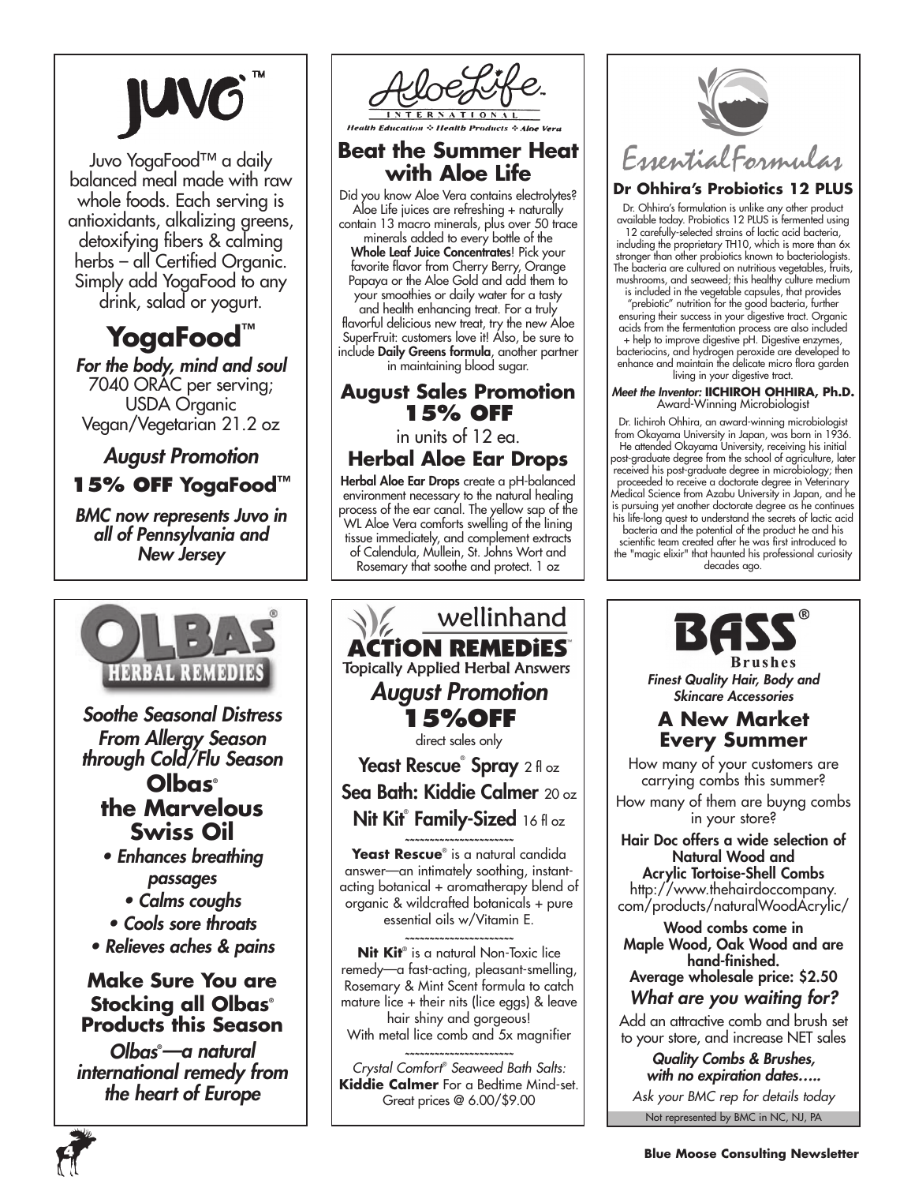# JUVO™

Juvo YogaFood™ a daily balanced meal made with raw whole foods. Each serving is antioxidants, alkalizing greens, detoxifying fibers & calming herbs – all Certified Organic. Simply add YogaFood to any drink, salad or yogurt.

## YogaFood™

***For the body, mind and soul***

7040 ORAC per serving; USDA Organic Vegan/Vegetarian 21.2 oz

***August Promotion***

**15% OFF YogaFood™**

***BMC now represents Juvo in all of Pennsylvania and New Jersey***

# AloeLife INTERNATIONAL

*Health Education ❖ Health Products ❖ Aloe Vera*

## Beat the Summer Heat with Aloe Life

Did you know Aloe Vera contains electrolytes? Aloe Life juices are refreshing + naturally contain 13 macro minerals, plus over 50 trace minerals added to every bottle of the **Whole Leaf Juice Concentrates**! Pick your favorite flavor from Cherry Berry, Orange Papaya or the Aloe Gold and add them to your smoothies or daily water for a tasty and health enhancing treat. For a truly flavorful delicious new treat, try the new Aloe SuperFruit: customers love it! Also, be sure to include **Daily Greens formula**, another partner in maintaining blood sugar.

## August Sales Promotion 15% OFF

in units of 12 ea.

## Herbal Aloe Ear Drops

**Herbal Aloe Ear Drops** create a pH-balanced environment necessary to the natural healing process of the ear canal. The yellow sap of the WL Aloe Vera comforts swelling of the lining tissue immediately, and complement extracts of Calendula, Mullein, St. Johns Wort and Rosemary that soothe and protect. 1 oz

# EssentialFormulas

### Dr Ohhira's Probiotics 12 PLUS

Dr. Ohhira's formulation is unlike any other product available today. Probiotics 12 PLUS is fermented using 12 carefully-selected strains of lactic acid bacteria, including the proprietary TH10, which is more than 6x stronger than other probiotics known to bacteriologists. The bacteria are cultured on nutritious vegetables, fruits, mushrooms, and seaweed; this healthy culture medium is included in the vegetable capsules, that provides "prebiotic" nutrition for the good bacteria, further ensuring their success in your digestive tract. Organic acids from the fermentation process are also included + help to improve digestive pH. Digestive enzymes, bacteriocins, and hydrogen peroxide are developed to enhance and maintain the delicate micro flora garden living in your digestive tract.

***Meet the Inventor:* IICHIROH OHHIRA, Ph.D.**
Award-Winning Microbiologist

Dr. Iichiroh Ohhira, an award-winning microbiologist from Okayama University in Japan, was born in 1936. He attended Okayama University, receiving his initial post-graduate degree from the school of agriculture, later received his post-graduate degree in microbiology; then proceeded to receive a doctorate degree in Veterinary Medical Science from Azabu University in Japan, and he is pursuing yet another doctorate degree as he continues his life-long quest to understand the secrets of lactic acid bacteria and the potential of the product he and his scientific team created after he was first introduced to the "magic elixir" that haunted his professional curiosity decades ago.

# OLBAS® HERBAL REMEDIES

***Soothe Seasonal Distress From Allergy Season through Cold/Flu Season***

## Olbas® the Marvelous Swiss Oil

- *Enhances breathing passages*
- *Calms coughs*
- *Cools sore throats*
- *Relieves aches & pains*

## Make Sure You are Stocking all Olbas® Products this Season

***Olbas®—a natural international remedy from the heart of Europe***

# wellinhand ACTiON REMEDiES™

Topically Applied Herbal Answers

***August Promotion***

**15%OFF**

direct sales only

**Yeast Rescue® Spray** 2 fl oz

**Sea Bath: Kiddie Calmer** 20 oz

**Nit Kit® Family-Sized** 16 fl oz

~~~~~~~~~~~~~~~~~~~~~~

**Yeast Rescue®** is a natural candida answer—an intimately soothing, instant-acting botanical + aromatherapy blend of organic & wildcrafted botanicals + pure essential oils w/Vitamin E.

~~~~~~~~~~~~~~~~~~~~~~

**Nit Kit®** is a natural Non-Toxic lice remedy—a fast-acting, pleasant-smelling, Rosemary & Mint Scent formula to catch mature lice + their nits (lice eggs) & leave hair shiny and gorgeous!
With metal lice comb and 5x magnifier

~~~~~~~~~~~~~~~~~~~~~~

*Crystal Comfort® Seaweed Bath Salts:*
**Kiddie Calmer** For a Bedtime Mind-set.
Great prices @ 6.00/$9.00

# BASS® Brushes

***Finest Quality Hair, Body and Skincare Accessories***

## A New Market Every Summer

How many of your customers are carrying combs this summer?

How many of them are buyng combs in your store?

**Hair Doc offers a wide selection of Natural Wood and Acrylic Tortoise-Shell Combs**
http://www.thehairdoccompany.com/products/naturalWoodAcrylic/

**Wood combs come in Maple Wood, Oak Wood and are hand-finished.**
**Average wholesale price: $2.50**

***What are you waiting for?***

Add an attractive comb and brush set to your store, and increase NET sales

***Quality Combs & Brushes, with no expiration dates.....***

*Ask your BMC rep for details today*

Not represented by BMC in NC, NJ, PA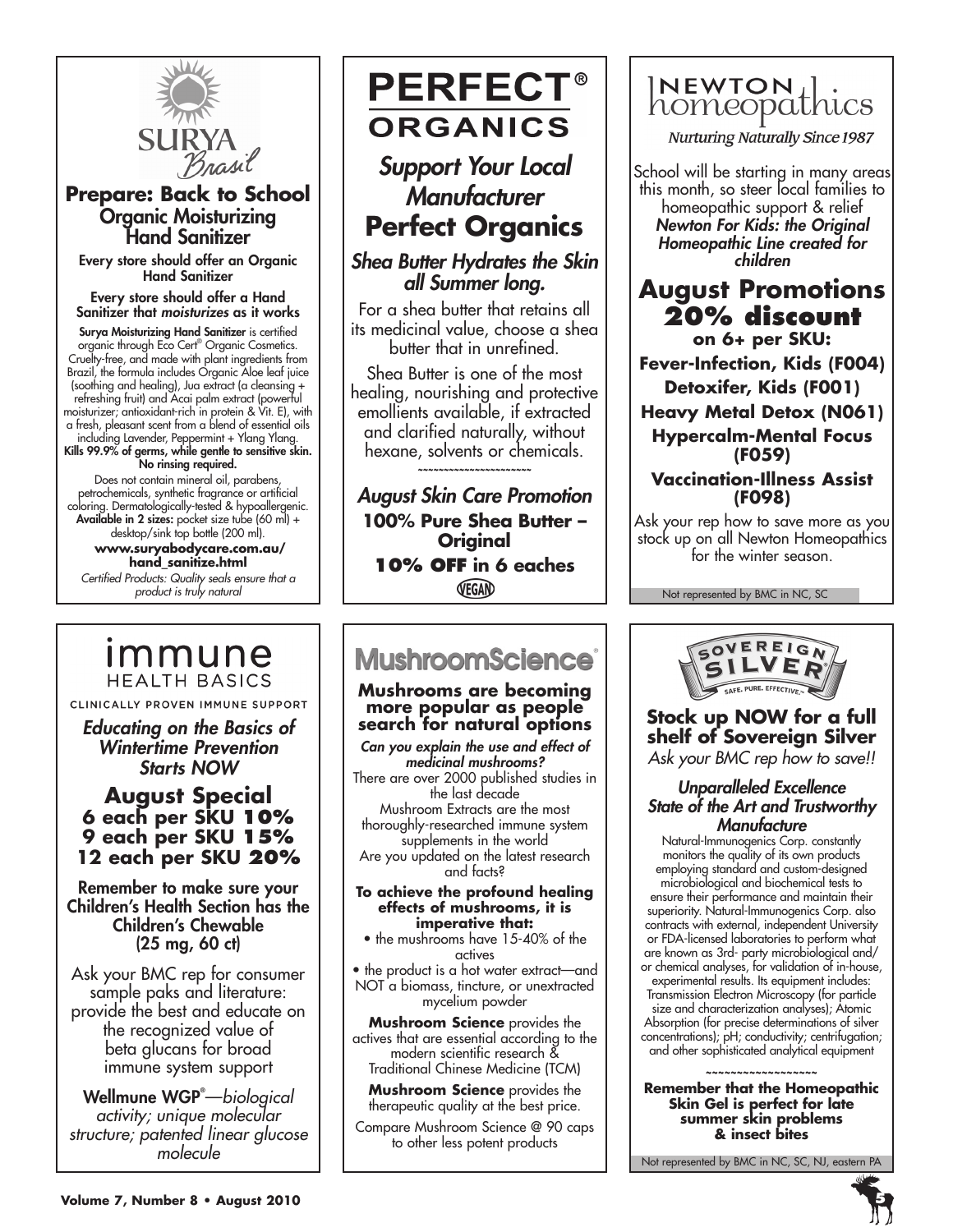## SURYA Brasil

### Prepare: Back to School
### Organic Moisturizing Hand Sanitizer

**Every store should offer an Organic Hand Sanitizer**

**Every store should offer a Hand Sanitizer that *moisturizes* as it works**

**Surya Moisturizing Hand Sanitizer** is certified organic through Eco Cert® Organic Cosmetics. Cruelty-free, and made with plant ingredients from Brazil, the formula includes Organic Aloe leaf juice (soothing and healing), Jua extract (a cleansing + refreshing fruit) and Acai palm extract (powerful moisturizer; antioxidant-rich in protein & Vit. E), with a fresh, pleasant scent from a blend of essential oils including Lavender, Peppermint + Ylang Ylang. **Kills 99.9% of germs, while gentle to sensitive skin. No rinsing required.**

Does not contain mineral oil, parabens, petrochemicals, synthetic fragrance or artificial coloring. Dermatologically-tested & hypoallergenic. **Available in 2 sizes:** pocket size tube (60 ml) + desktop/sink top bottle (200 ml).

**www.suryabodycare.com.au/hand_sanitize.html**

*Certified Products: Quality seals ensure that a product is truly natural*

---

## PERFECT® ORGANICS

### *Support Your Local Manufacturer*
### Perfect Organics

### *Shea Butter Hydrates the Skin all Summer long.*

For a shea butter that retains all its medicinal value, choose a shea butter that in unrefined.

Shea Butter is one of the most healing, nourishing and protective emollients available, if extracted and clarified naturally, without hexane, solvents or chemicals.

~~~~~~~~~~~~~~~~~~~~~

### *August Skin Care Promotion*

**100% Pure Shea Butter – Original**

**10% OFF in 6 eaches**

VEGAN

---

## Newton homeopathics

*Nurturing Naturally Since 1987*

School will be starting in many areas this month, so steer local families to homeopathic support & relief
***Newton For Kids: the Original Homeopathic Line created for children***

### August Promotions
### 20% discount
**on 6+ per SKU:**

**Fever-Infection, Kids (F004)**

**Detoxifer, Kids (F001)**

**Heavy Metal Detox (N061)**

**Hypercalm-Mental Focus (F059)**

**Vaccination-Illness Assist (F098)**

Ask your rep how to save more as you stock up on all Newton Homeopathics for the winter season.

Not represented by BMC in NC, SC

---

## immune HEALTH BASICS

CLINICALLY PROVEN IMMUNE SUPPORT

### *Educating on the Basics of Wintertime Prevention Starts NOW*

### August Special
**6 each per SKU 10%**
**9 each per SKU 15%**
**12 each per SKU 20%**

**Remember to make sure your Children's Health Section has the Children's Chewable (25 mg, 60 ct)**

Ask your BMC rep for consumer sample paks and literature: provide the best and educate on the recognized value of beta glucans for broad immune system support

**Wellmune WGP®**—*biological activity; unique molecular structure; patented linear glucose molecule*

---

## MushroomScience®

### Mushrooms are becoming more popular as people search for natural options

***Can you explain the use and effect of medicinal mushrooms?***

There are over 2000 published studies in the last decade

Mushroom Extracts are the most thoroughly-researched immune system supplements in the world

Are you updated on the latest research and facts?

**To achieve the profound healing effects of mushrooms, it is imperative that:**

- the mushrooms have 15-40% of the actives
- the product is a hot water extract—and NOT a biomass, tincture, or unextracted mycelium powder

**Mushroom Science** provides the actives that are essential according to the modern scientific research & Traditional Chinese Medicine (TCM)

**Mushroom Science** provides the therapeutic quality at the best price.

Compare Mushroom Science @ 90 caps to other less potent products

---

## SOVEREIGN SILVER

SAFE. PURE. EFFECTIVE.™

### Stock up NOW for a full shelf of Sovereign Silver

*Ask your BMC rep how to save!!*

### *Unparalleled Excellence State of the Art and Trustworthy Manufacture*

Natural-Immunogenics Corp. constantly monitors the quality of its own products employing standard and custom-designed microbiological and biochemical tests to ensure their performance and maintain their superiority. Natural-Immunogenics Corp. also contracts with external, independent University or FDA-licensed laboratories to perform what are known as 3rd- party microbiological and/or chemical analyses, for validation of in-house, experimental results. Its equipment includes: Transmission Electron Microscopy (for particle size and characterization analyses); Atomic Absorption (for precise determinations of silver concentrations); pH; conductivity; centrifugation; and other sophisticated analytical equipment

~~~~~~~~~~~~~~~~~~

**Remember that the Homeopathic Skin Gel is perfect for late summer skin problems & insect bites**

Not represented by BMC in NC, SC, NJ, eastern PA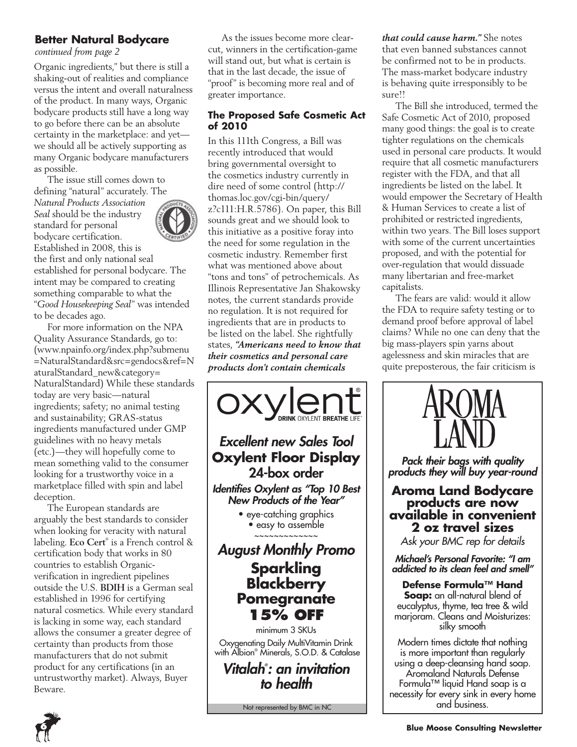## Better Natural Bodycare

*continued from page 2*

Organic ingredients," but there is still a shaking-out of realities and compliance versus the intent and overall naturalness of the product. In many ways, Organic bodycare products still have a long way to go before there can be an absolute certainty in the marketplace: and yet—we should all be actively supporting as many Organic bodycare manufacturers as possible.

The issue still comes down to defining "natural" accurately. The *Natural Products Association Seal* should be the industry standard for personal bodycare certification. Established in 2008, this is the first and only national seal established for personal bodycare. The intent may be compared to creating something comparable to what the "*Good Housekeeping Seal*" was intended to be decades ago.

For more information on the NPA Quality Assurance Standards, go to: (www.npainfo.org/index.php?submenu=NaturalStandard&src=gendocs&ref=NaturalStandard_new&category=NaturalStandard) While these standards today are very basic—natural ingredients; safety; no animal testing and sustainability; GRAS-status ingredients manufactured under GMP guidelines with no heavy metals (etc.)—they will hopefully come to mean something valid to the consumer looking for a trustworthy voice in a marketplace filled with spin and label deception.

The European standards are arguably the best standards to consider when looking for veracity with natural labeling. **Eco Cert**® is a French control & certification body that works in 80 countries to establish Organic-verification in ingredient pipelines outside the U.S. **BDIH** is a German seal established in 1996 for certifying natural cosmetics. While every standard is lacking in some way, each standard allows the consumer a greater degree of certainty than products from those manufacturers that do not submit product for any certifications (in an untrustworthy market). Always, Buyer Beware.

As the issues become more clear-cut, winners in the certification-game will stand out, but what is certain is that in the last decade, the issue of "proof" is becoming more real and of greater importance.

### The Proposed Safe Cosmetic Act of 2010

In this 111th Congress, a Bill was recently introduced that would bring governmental oversight to the cosmetics industry currently in dire need of some control (http://thomas.loc.gov/cgi-bin/query/z?c111:H.R.5786). On paper, this Bill sounds great and we should look to this initiative as a positive foray into the need for some regulation in the cosmetic industry. Remember first what was mentioned above about "tons and tons" of petrochemicals. As Illinois Representative Jan Shakowsky notes, the current standards provide no regulation. It is not required for ingredients that are in products to be listed on the label. She rightfully states, ***"Americans need to know that their cosmetics and personal care products don't contain chemicals that could cause harm."*** She notes that even banned substances cannot be confirmed not to be in products. The mass-market bodycare industry is behaving quite irresponsibly to be sure!!

The Bill she introduced, termed the Safe Cosmetic Act of 2010, proposed many good things: the goal is to create tighter regulations on the chemicals used in personal care products. It would require that all cosmetic manufacturers register with the FDA, and that all ingredients be listed on the label. It would empower the Secretary of Health & Human Services to create a list of prohibited or restricted ingredients, within two years. The Bill loses support with some of the current uncertainties proposed, and with the potential for over-regulation that would dissuade many libertarian and free-market capitalists.

The fears are valid: would it allow the FDA to require safety testing or to demand proof before approval of label claims? While no one can deny that the big mass-players spin yarns about agelessness and skin miracles that are quite preposterous, the fair criticism is

---

**oxylent**® DRINK OXYLENT BREATHE LIFE™

***Excellent new Sales Tool***

**Oxylent Floor Display**
**24-box order**

***Identifies Oxylent as "Top 10 Best New Products of the Year"***

- eye-catching graphics
- easy to assemble

~~~~~~~~~~~~~

***August Monthly Promo***

**Sparkling Blackberry Pomegranate**
**15% OFF**

minimum 3 SKUs

Oxygenating Daily MultiVitamin Drink with Albion® Minerals, S.O.D. & Catalase

***Vitalah®: an invitation to health***

Not represented by BMC in NC

---

**AROMA LAND**

***Pack their bags with quality products they will buy year-round***

**Aroma Land Bodycare products are now available in convenient 2 oz travel sizes**

*Ask your BMC rep for details*

***Michael's Personal Favorite: "I am addicted to its clean feel and smell"***

**Defense Formula™ Hand Soap:** an all-natural blend of eucalyptus, thyme, tea tree & wild marjoram. Cleans and Moisturizes: silky smooth

Modern times dictate that nothing is more important than regularly using a deep-cleansing hand soap. Aromaland Naturals Defense Formula™ liquid Hand soap is a necessity for every sink in every home and business.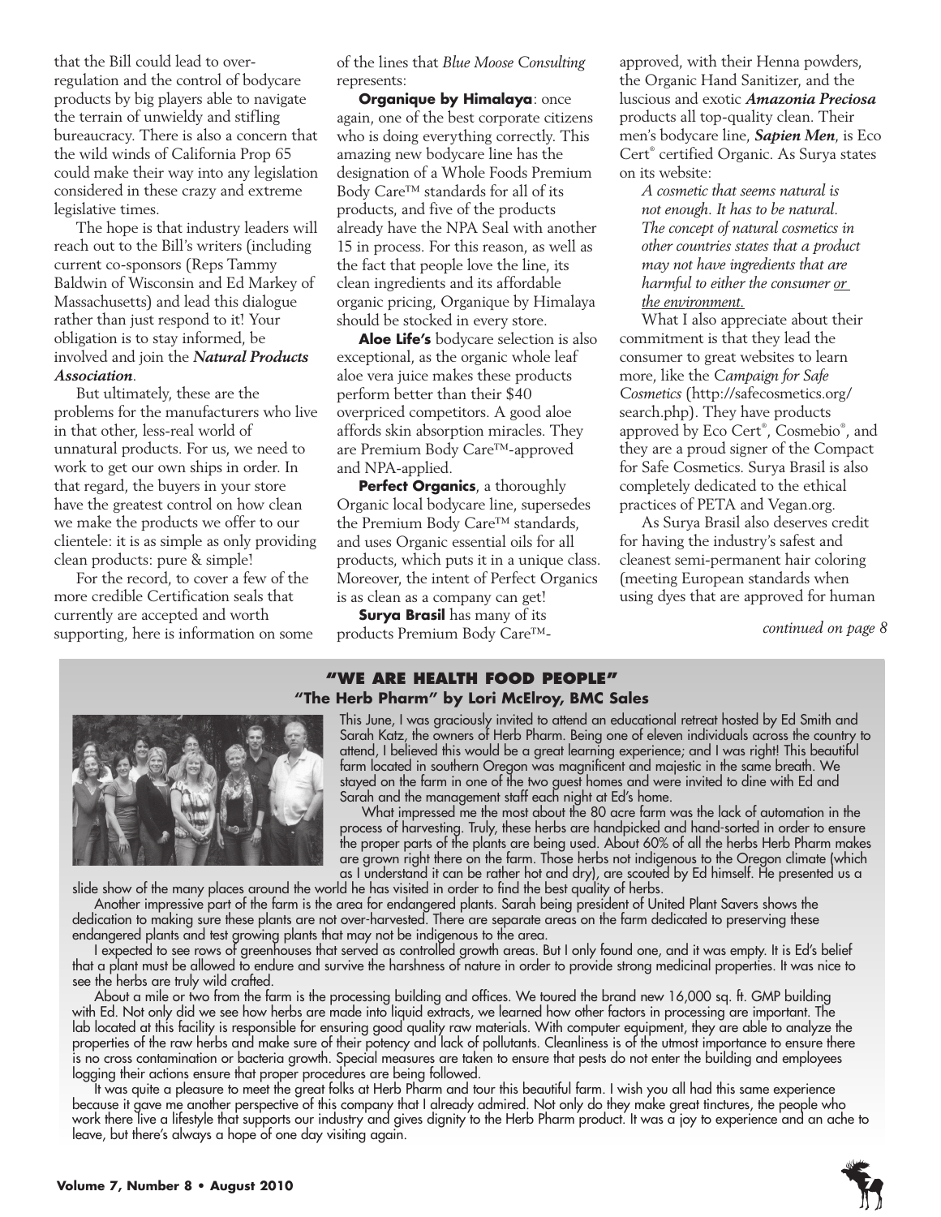that the Bill could lead to over-regulation and the control of bodycare products by big players able to navigate the terrain of unwieldy and stifling bureaucracy. There is also a concern that the wild winds of California Prop 65 could make their way into any legislation considered in these crazy and extreme legislative times.

The hope is that industry leaders will reach out to the Bill's writers (including current co-sponsors (Reps Tammy Baldwin of Wisconsin and Ed Markey of Massachusetts) and lead this dialogue rather than just respond to it! Your obligation is to stay informed, be involved and join the ***Natural Products Association***.

But ultimately, these are the problems for the manufacturers who live in that other, less-real world of unnatural products. For us, we need to work to get our own ships in order. In that regard, the buyers in your store have the greatest control on how clean we make the products we offer to our clientele: it is as simple as only providing clean products: pure & simple!

For the record, to cover a few of the more credible Certification seals that currently are accepted and worth supporting, here is information on some of the lines that *Blue Moose Consulting* represents:

**Organique by Himalaya**: once again, one of the best corporate citizens who is doing everything correctly. This amazing new bodycare line has the designation of a Whole Foods Premium Body Care™ standards for all of its products, and five of the products already have the NPA Seal with another 15 in process. For this reason, as well as the fact that people love the line, its clean ingredients and its affordable organic pricing, Organique by Himalaya should be stocked in every store.

**Aloe Life's** bodycare selection is also exceptional, as the organic whole leaf aloe vera juice makes these products perform better than their $40 overpriced competitors. A good aloe affords skin absorption miracles. They are Premium Body Care™-approved and NPA-applied.

**Perfect Organics**, a thoroughly Organic local bodycare line, supersedes the Premium Body Care™ standards, and uses Organic essential oils for all products, which puts it in a unique class. Moreover, the intent of Perfect Organics is as clean as a company can get!

**Surya Brasil** has many of its products Premium Body Care™-approved, with their Henna powders, the Organic Hand Sanitizer, and the luscious and exotic ***Amazonia Preciosa*** products all top-quality clean. Their men's bodycare line, ***Sapien Men***, is Eco Cert® certified Organic. As Surya states on its website:

> *A cosmetic that seems natural is not enough. It has to be natural. The concept of natural cosmetics in other countries states that a product may not have ingredients that are harmful to either the consumer <u>or the environment.</u>*

What I also appreciate about their commitment is that they lead the consumer to great websites to learn more, like the *Campaign for Safe Cosmetics* (http://safecosmetics.org/search.php). They have products approved by Eco Cert®, Cosmebio®, and they are a proud signer of the Compact for Safe Cosmetics. Surya Brasil is also completely dedicated to the ethical practices of PETA and Vegan.org.

As Surya Brasil also deserves credit for having the industry's safest and cleanest semi-permanent hair coloring (meeting European standards when using dyes that are approved for human

*continued on page 8*

## "WE ARE HEALTH FOOD PEOPLE"

### "The Herb Pharm" by Lori McElroy, BMC Sales

This June, I was graciously invited to attend an educational retreat hosted by Ed Smith and Sarah Katz, the owners of Herb Pharm. Being one of eleven individuals across the country to attend, I believed this would be a great learning experience; and I was right! This beautiful farm located in southern Oregon was magnificent and majestic in the same breath. We stayed on the farm in one of the two guest homes and were invited to dine with Ed and Sarah and the management staff each night at Ed's home.

What impressed me the most about the 80 acre farm was the lack of automation in the process of harvesting. Truly, these herbs are handpicked and hand-sorted in order to ensure the proper parts of the plants are being used. About 60% of all the herbs Herb Pharm makes are grown right there on the farm. Those herbs not indigenous to the Oregon climate (which as I understand it can be rather hot and dry), are scouted by Ed himself. He presented us a slide show of the many places around the world he has visited in order to find the best quality of herbs.

Another impressive part of the farm is the area for endangered plants. Sarah being president of United Plant Savers shows the dedication to making sure these plants are not over-harvested. There are separate areas on the farm dedicated to preserving these endangered plants and test growing plants that may not be indigenous to the area.

I expected to see rows of greenhouses that served as controlled growth areas. But I only found one, and it was empty. It is Ed's belief that a plant must be allowed to endure and survive the harshness of nature in order to provide strong medicinal properties. It was nice to see the herbs are truly wild crafted.

About a mile or two from the farm is the processing building and offices. We toured the brand new 16,000 sq. ft. GMP building with Ed. Not only did we see how herbs are made into liquid extracts, we learned how other factors in processing are important. The lab located at this facility is responsible for ensuring good quality raw materials. With computer equipment, they are able to analyze the properties of the raw herbs and make sure of their potency and lack of pollutants. Cleanliness is of the utmost importance to ensure there is no cross contamination or bacteria growth. Special measures are taken to ensure that pests do not enter the building and employees logging their actions ensure that proper procedures are being followed.

It was quite a pleasure to meet the great folks at Herb Pharm and tour this beautiful farm. I wish you all had this same experience because it gave me another perspective of this company that I already admired. Not only do they make great tinctures, the people who work there live a lifestyle that supports our industry and gives dignity to the Herb Pharm product. It was a joy to experience and an ache to leave, but there's always a hope of one day visiting again.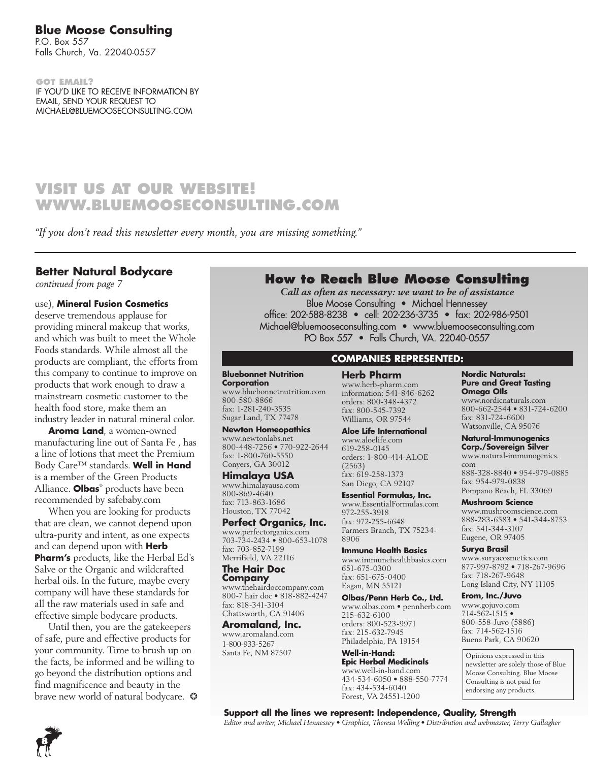**Blue Moose Consulting**
P.O. Box 557
Falls Church, Va. 22040-0557

**GOT EMAIL?**
IF YOU'D LIKE TO RECEIVE INFORMATION BY EMAIL, SEND YOUR REQUEST TO MICHAEL@BLUEMOOSECONSULTING.COM

## VISIT US AT OUR WEBSITE! WWW.BLUEMOOSECONSULTING.COM

*"If you don't read this newsletter every month, you are missing something."*

---

### Better Natural Bodycare

*continued from page 7*

use), **Mineral Fusion Cosmetics** deserve tremendous applause for providing mineral makeup that works, and which was built to meet the Whole Foods standards. While almost all the products are compliant, the efforts from this company to continue to improve on products that work enough to draw a mainstream cosmetic customer to the health food store, make them an industry leader in natural mineral color.

**Aroma Land**, a women-owned manufacturing line out of Santa Fe , has a line of lotions that meet the Premium Body Care™ standards. **Well in Hand** is a member of the Green Products Alliance. **Olbas**® products have been recommended by safebaby.com

When you are looking for products that are clean, we cannot depend upon ultra-purity and intent, as one expects and can depend upon with **Herb Pharm's** products, like the Herbal Ed's Salve or the Organic and wildcrafted herbal oils. In the future, maybe every company will have these standards for all the raw materials used in safe and effective simple bodycare products.

Until then, you are the gatekeepers of safe, pure and effective products for your community. Time to brush up on the facts, be informed and be willing to go beyond the distribution options and find magnificence and beauty in the brave new world of natural bodycare. ✪

## How to Reach Blue Moose Consulting

***Call as often as necessary: we want to be of assistance***

Blue Moose Consulting • Michael Hennessey
office: 202-588-8238 • cell: 202-236-3735 • fax: 202-986-9501
Michael@bluemooseconsulting.com • www.bluemooseconsulting.com
PO Box 557 • Falls Church, VA. 22040-0557

### COMPANIES REPRESENTED:

**Bluebonnet Nutrition Corporation**
www.bluebonnetnutrition.com
800-580-8866
fax: 1-281-240-3535
Sugar Land, TX 77478

**Newton Homeopathics**
www.newtonlabs.net
800-448-7256 • 770-922-2644
fax: 1-800-760-5550
Conyers, GA 30012

**Himalaya USA**
www.himalayausa.com
800-869-4640
fax: 713-863-1686
Houston, TX 77042

**Perfect Organics, Inc.**
www.perfectorganics.com
703-734-2434 • 800-653-1078
fax: 703-852-7199
Merrifield, VA 22116

**The Hair Doc Company**
www.thehairdoccompany.com
800-7 hair doc • 818-882-4247
fax: 818-341-3104
Chattsworth, CA 91406

**Aromaland, Inc.**
www.aromaland.com
1-800-933-5267
Santa Fe, NM 87507

**Herb Pharm**
www.herb-pharm.com
information: 541-846-6262
orders: 800-348-4372
fax: 800-545-7392
Williams, OR 97544

**Aloe Life International**
www.aloelife.com
619-258-0145
orders: 1-800-414-ALOE (2563)
fax: 619-258-1373
San Diego, CA 92107

**Essential Formulas, Inc.**
www.EssentialFormulas.com
972-255-3918
fax: 972-255-6648
Farmers Branch, TX 75234-8906

**Immune Health Basics**
www.immunehealthbasics.com
651-675-0300
fax: 651-675-0400
Eagan, MN 55121

**Olbas/Penn Herb Co., Ltd.**
www.olbas.com • pennherb.com
215-632-6100
orders: 800-523-9971
fax: 215-632-7945
Philadelphia, PA 19154

**Well-in-Hand: Epic Herbal Medicinals**
www.well-in-hand.com
434-534-6050 • 888-550-7774
fax: 434-534-6040
Forest, VA 24551-1200

**Nordic Naturals: Pure and Great Tasting Omega OIls**
www.nordicnaturals.com
800-662-2544 • 831-724-6200
fax: 831-724-6600
Watsonville, CA 95076

**Natural-Immunogenics Corp./Sovereign Silver**
www.natural-immunogenics.com
888-328-8840 • 954-979-0885
fax: 954-979-0838
Pompano Beach, FL 33069

**Mushroom Science**
www.mushroomscience.com
888-283-6583 • 541-344-8753
fax: 541-344-3107
Eugene, OR 97405

**Surya Brasil**
www.suryacosmetics.com
877-997-8792 • 718-267-9696
fax: 718-267-9648
Long Island City, NY 11105

**Erom, Inc./Juvo**
www.gojuvo.com
714-562-1515 •
800-558-Juvo (5886)
fax: 714-562-1516
Buena Park, CA 90620

Opinions expressed in this newsletter are solely those of Blue Moose Consulting. Blue Moose Consulting is not paid for endorsing any products.

**Support all the lines we represent: Independence, Quality, Strength**

*Editor and writer, Michael Hennessey • Graphics, Theresa Welling • Distribution and webmaster, Terry Gallagher*